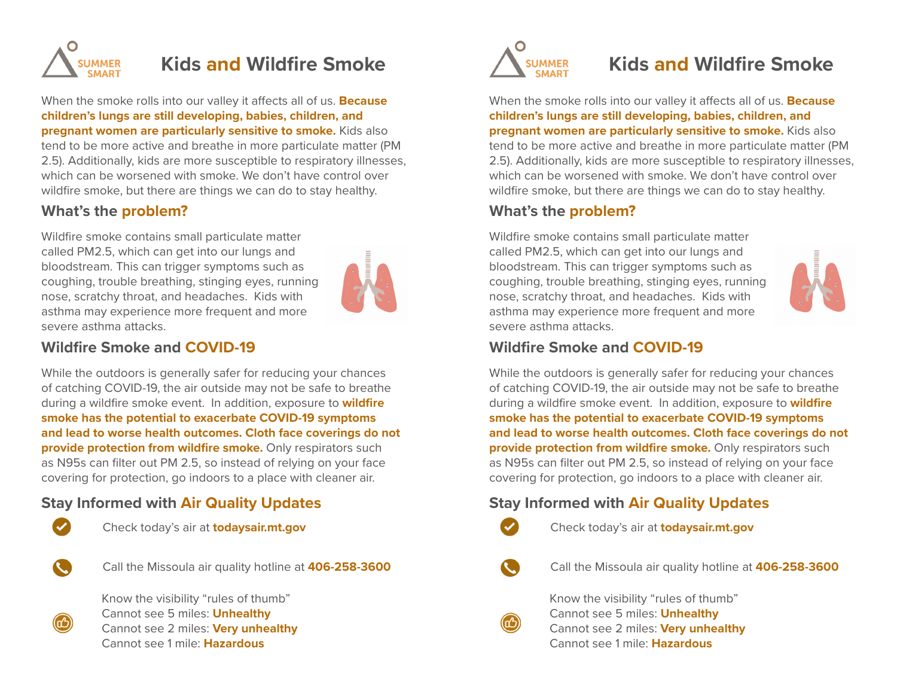SUMMER SMART

# Kids and Wildfire Smoke

When the smoke rolls into our valley it affects all of us. **Because children's lungs are still developing, babies, children, and pregnant women are particularly sensitive to smoke.** Kids also tend to be more active and breathe in more particulate matter (PM 2.5). Additionally, kids are more susceptible to respiratory illnesses, which can be worsened with smoke. We don't have control over wildfire smoke, but there are things we can do to stay healthy.

## What's the problem?

Wildfire smoke contains small particulate matter called PM2.5, which can get into our lungs and bloodstream. This can trigger symptoms such as coughing, trouble breathing, stinging eyes, running nose, scratchy throat, and headaches. Kids with asthma may experience more frequent and more severe asthma attacks.

## Wildfire Smoke and COVID-19

While the outdoors is generally safer for reducing your chances of catching COVID-19, the air outside may not be safe to breathe during a wildfire smoke event. In addition, exposure to **wildfire smoke has the potential to exacerbate COVID-19 symptoms and lead to worse health outcomes. Cloth face coverings do not provide protection from wildfire smoke.** Only respirators such as N95s can filter out PM 2.5, so instead of relying on your face covering for protection, go indoors to a place with cleaner air.

## Stay Informed with Air Quality Updates

- Check today's air at **todaysair.mt.gov**
- Call the Missoula air quality hotline at **406-258-3600**
- Know the visibility "rules of thumb"
  Cannot see 5 miles: **Unhealthy**
  Cannot see 2 miles: **Very unhealthy**
  Cannot see 1 mile: **Hazardous**

SUMMER SMART

# Kids and Wildfire Smoke

When the smoke rolls into our valley it affects all of us. **Because children's lungs are still developing, babies, children, and pregnant women are particularly sensitive to smoke.** Kids also tend to be more active and breathe in more particulate matter (PM 2.5). Additionally, kids are more susceptible to respiratory illnesses, which can be worsened with smoke. We don't have control over wildfire smoke, but there are things we can do to stay healthy.

## What's the problem?

Wildfire smoke contains small particulate matter called PM2.5, which can get into our lungs and bloodstream. This can trigger symptoms such as coughing, trouble breathing, stinging eyes, running nose, scratchy throat, and headaches. Kids with asthma may experience more frequent and more severe asthma attacks.

## Wildfire Smoke and COVID-19

While the outdoors is generally safer for reducing your chances of catching COVID-19, the air outside may not be safe to breathe during a wildfire smoke event. In addition, exposure to **wildfire smoke has the potential to exacerbate COVID-19 symptoms and lead to worse health outcomes. Cloth face coverings do not provide protection from wildfire smoke.** Only respirators such as N95s can filter out PM 2.5, so instead of relying on your face covering for protection, go indoors to a place with cleaner air.

## Stay Informed with Air Quality Updates

- Check today's air at **todaysair.mt.gov**
- Call the Missoula air quality hotline at **406-258-3600**
- Know the visibility "rules of thumb"
  Cannot see 5 miles: **Unhealthy**
  Cannot see 2 miles: **Very unhealthy**
  Cannot see 1 mile: **Hazardous**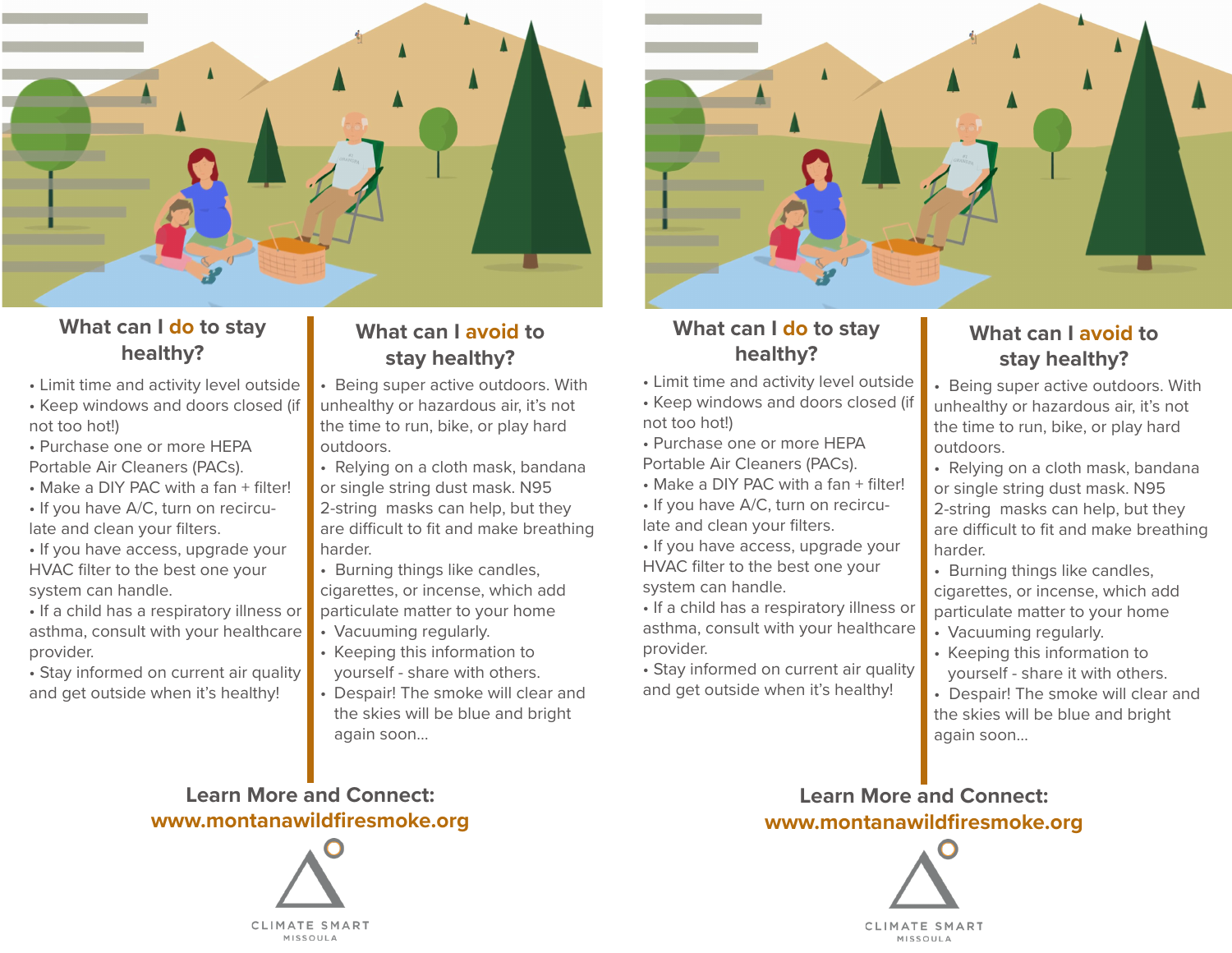## What can I do to stay healthy?

- Limit time and activity level outside
- Keep windows and doors closed (if not too hot!)
- Purchase one or more HEPA Portable Air Cleaners (PACs).
- Make a DIY PAC with a fan + filter!
- If you have A/C, turn on recirculate and clean your filters.
- If you have access, upgrade your HVAC filter to the best one your system can handle.
- If a child has a respiratory illness or asthma, consult with your healthcare provider.
- Stay informed on current air quality and get outside when it's healthy!

## What can I avoid to stay healthy?

- Being super active outdoors. With unhealthy or hazardous air, it's not the time to run, bike, or play hard outdoors.
- Relying on a cloth mask, bandana or single string dust mask. N95 2-string masks can help, but they are difficult to fit and make breathing harder.
- Burning things like candles, cigarettes, or incense, which add particulate matter to your home
- Vacuuming regularly.
- Keeping this information to yourself - share with others.
- Despair! The smoke will clear and the skies will be blue and bright again soon...

**Learn More and Connect:**
**www.montanawildfiresmoke.org**

CLIMATE SMART MISSOULA

## What can I do to stay healthy?

- Limit time and activity level outside
- Keep windows and doors closed (if not too hot!)
- Purchase one or more HEPA Portable Air Cleaners (PACs).
- Make a DIY PAC with a fan + filter!
- If you have A/C, turn on recirculate and clean your filters.
- If you have access, upgrade your HVAC filter to the best one your system can handle.
- If a child has a respiratory illness or asthma, consult with your healthcare provider.
- Stay informed on current air quality and get outside when it's healthy!

## What can I avoid to stay healthy?

- Being super active outdoors. With unhealthy or hazardous air, it's not the time to run, bike, or play hard outdoors.
- Relying on a cloth mask, bandana or single string dust mask. N95 2-string masks can help, but they are difficult to fit and make breathing harder.
- Burning things like candles, cigarettes, or incense, which add particulate matter to your home
- Vacuuming regularly.
- Keeping this information to yourself - share it with others.
- Despair! The smoke will clear and the skies will be blue and bright again soon...

**Learn More and Connect:**
**www.montanawildfiresmoke.org**

CLIMATE SMART MISSOULA